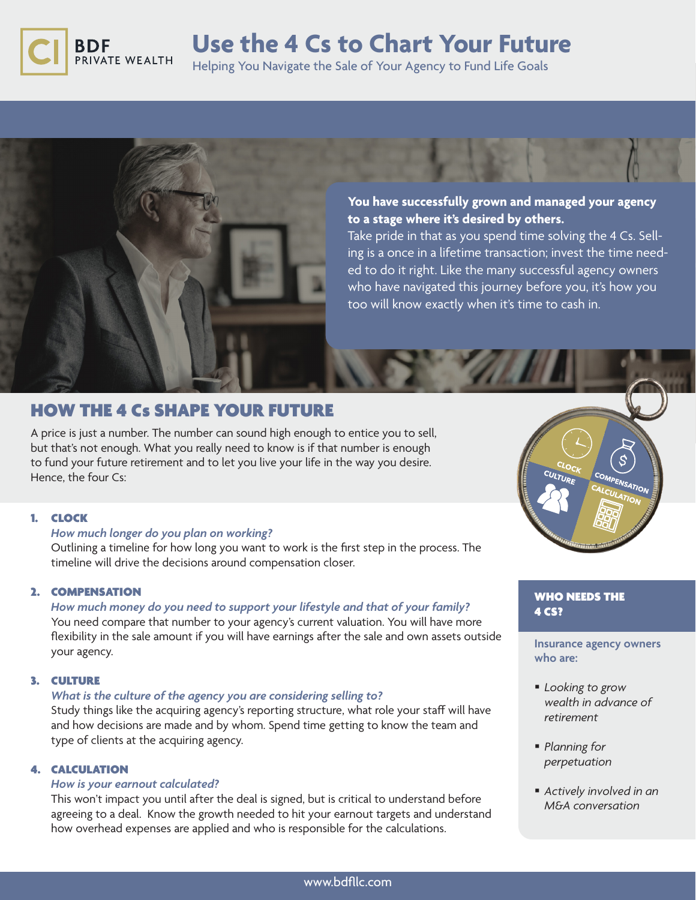# Use the 4 Cs to Chart Your Future

Helping You Navigate the Sale of Your Agency to Fund Life Goals

**You have successfully grown and managed your agency to a stage where it's desired by others.**
Take pride in that as you spend time solving the 4 Cs. Selling is a once in a lifetime transaction; invest the time needed to do it right. Like the many successful agency owners who have navigated this journey before you, it's how you too will know exactly when it's time to cash in.

## HOW THE 4 Cs SHAPE YOUR FUTURE

A price is just a number. The number can sound high enough to entice you to sell, but that's not enough. What you really need to know is if that number is enough to fund your future retirement and to let you live your life in the way you desire. Hence, the four Cs:

1. **CLOCK**
   *How much longer do you plan on working?*
   Outlining a timeline for how long you want to work is the first step in the process. The timeline will drive the decisions around compensation closer.

2. **COMPENSATION**
   *How much money do you need to support your lifestyle and that of your family?*
   You need compare that number to your agency's current valuation. You will have more flexibility in the sale amount if you will have earnings after the sale and own assets outside your agency.

3. **CULTURE**
   *What is the culture of the agency you are considering selling to?*
   Study things like the acquiring agency's reporting structure, what role your staff will have and how decisions are made and by whom. Spend time getting to know the team and type of clients at the acquiring agency.

4. **CALCULATION**
   *How is your earnout calculated?*
   This won't impact you until after the deal is signed, but is critical to understand before agreeing to a deal. Know the growth needed to hit your earnout targets and understand how overhead expenses are applied and who is responsible for the calculations.

### WHO NEEDS THE 4 CS?

**Insurance agency owners who are:**

- *Looking to grow wealth in advance of retirement*
- *Planning for perpetuation*
- *Actively involved in an M&A conversation*

www.bdfllc.com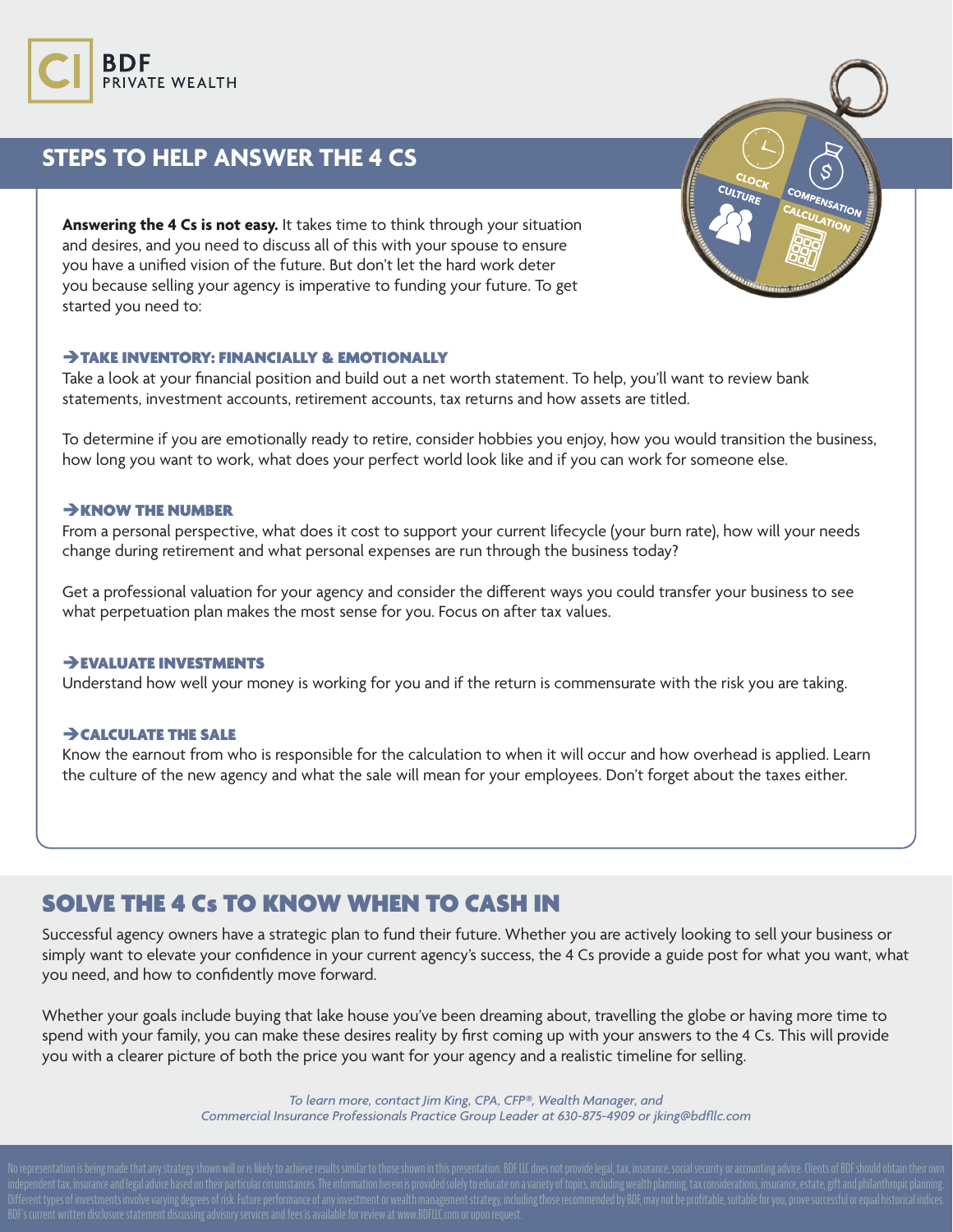BDF PRIVATE WEALTH

## STEPS TO HELP ANSWER THE 4 CS

CLOCK
COMPENSATION
CULTURE
CALCULATION

**Answering the 4 Cs is not easy.** It takes time to think through your situation and desires, and you need to discuss all of this with your spouse to ensure you have a unified vision of the future. But don't let the hard work deter you because selling your agency is imperative to funding your future. To get started you need to:

### ➔TAKE INVENTORY: FINANCIALLY & EMOTIONALLY

Take a look at your financial position and build out a net worth statement. To help, you'll want to review bank statements, investment accounts, retirement accounts, tax returns and how assets are titled.

To determine if you are emotionally ready to retire, consider hobbies you enjoy, how you would transition the business, how long you want to work, what does your perfect world look like and if you can work for someone else.

### ➔KNOW THE NUMBER

From a personal perspective, what does it cost to support your current lifecycle (your burn rate), how will your needs change during retirement and what personal expenses are run through the business today?

Get a professional valuation for your agency and consider the different ways you could transfer your business to see what perpetuation plan makes the most sense for you. Focus on after tax values.

### ➔EVALUATE INVESTMENTS

Understand how well your money is working for you and if the return is commensurate with the risk you are taking.

### ➔CALCULATE THE SALE

Know the earnout from who is responsible for the calculation to when it will occur and how overhead is applied. Learn the culture of the new agency and what the sale will mean for your employees. Don't forget about the taxes either.

## SOLVE THE 4 Cs TO KNOW WHEN TO CASH IN

Successful agency owners have a strategic plan to fund their future. Whether you are actively looking to sell your business or simply want to elevate your confidence in your current agency's success, the 4 Cs provide a guide post for what you want, what you need, and how to confidently move forward.

Whether your goals include buying that lake house you've been dreaming about, travelling the globe or having more time to spend with your family, you can make these desires reality by first coming up with your answers to the 4 Cs. This will provide you with a clearer picture of both the price you want for your agency and a realistic timeline for selling.

*To learn more, contact Jim King, CPA, CFP®, Wealth Manager, and Commercial Insurance Professionals Practice Group Leader at 630-875-4909 or jking@bdfllc.com*

No representation is being made that any strategy shown will or is likely to achieve results similar to those shown in this presentation. BDF LLC does not provide legal, tax, insurance, social security or accounting advice. Clients of BDF should obtain their own independent tax, insurance and legal advice based on their particular circumstances. The information herein is provided solely to educate on a variety of topics, including wealth planning, tax considerations, insurance, estate, gift and philanthropic planning. Different types of investments involve varying degrees of risk. Future performance of any investment or wealth management strategy, including those recommended by BDF, may not be profitable, suitable for you, prove successful or equal historical indices. BDF's current written disclosure statement discussing advisory services and fees is available for review at www.BDFLLC.com or upon request.